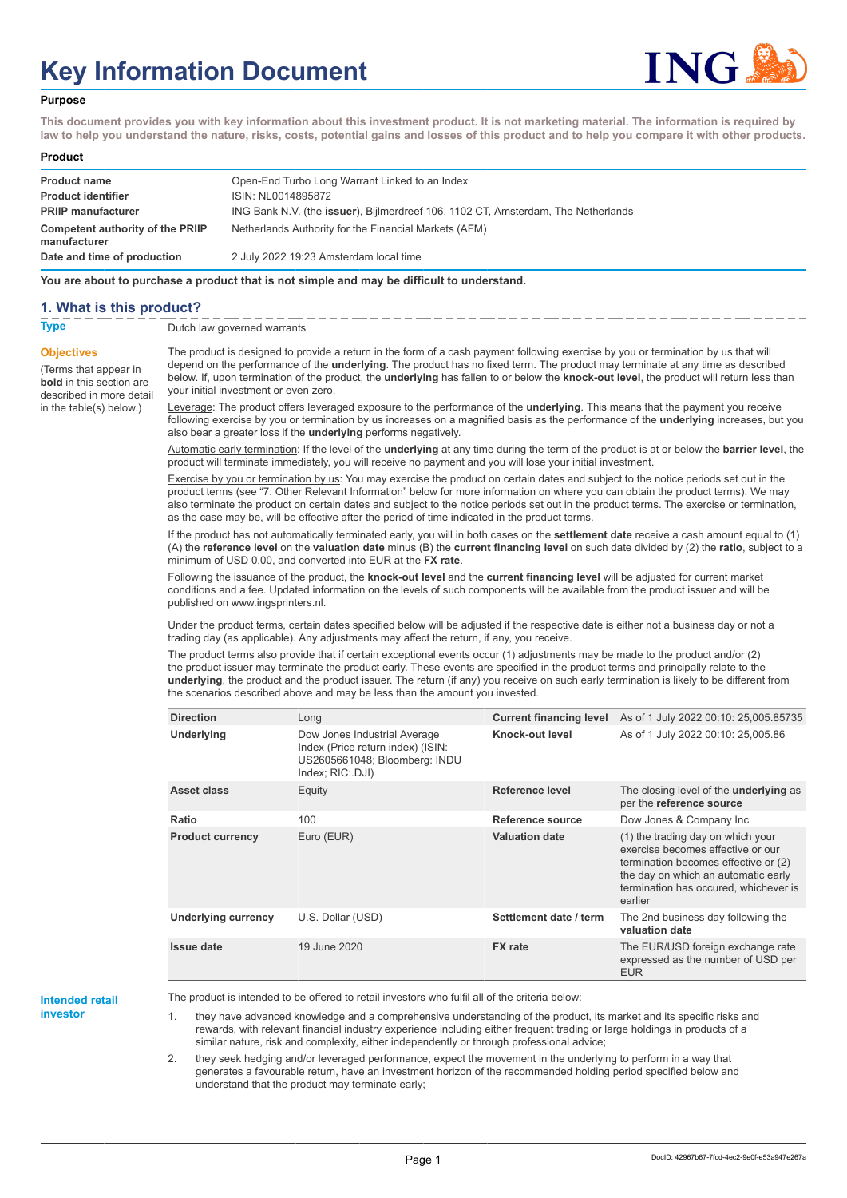# Key Information Document

## Purpose

**This document provides you with key information about this investment product. It is not marketing material. The information is required by law to help you understand the nature, risks, costs, potential gains and losses of this product and to help you compare it with other products.**

## Product

| | |
|---|---|
| **Product name** | Open-End Turbo Long Warrant Linked to an Index |
| **Product identifier** | ISIN: NL0014895872 |
| **PRIIP manufacturer** | ING Bank N.V. (the **issuer**), Bijlmerdreef 106, 1102 CT, Amsterdam, The Netherlands |
| **Competent authority of the PRIIP manufacturer** | Netherlands Authority for the Financial Markets (AFM) |
| **Date and time of production** | 2 July 2022 19:23 Amsterdam local time |

**You are about to purchase a product that is not simple and may be difficult to understand.**

## 1. What is this product?

**Type**

Dutch law governed warrants

**Objectives**

(Terms that appear in **bold** in this section are described in more detail in the table(s) below.)

The product is designed to provide a return in the form of a cash payment following exercise by you or termination by us that will depend on the performance of the **underlying**. The product has no fixed term. The product may terminate at any time as described below. If, upon termination of the product, the **underlying** has fallen to or below the **knock-out level**, the product will return less than your initial investment or even zero.

Leverage: The product offers leveraged exposure to the performance of the **underlying**. This means that the payment you receive following exercise by you or termination by us increases on a magnified basis as the performance of the **underlying** increases, but you also bear a greater loss if the **underlying** performs negatively.

Automatic early termination: If the level of the **underlying** at any time during the term of the product is at or below the **barrier level**, the product will terminate immediately, you will receive no payment and you will lose your initial investment.

Exercise by you or termination by us: You may exercise the product on certain dates and subject to the notice periods set out in the product terms (see "7. Other Relevant Information" below for more information on where you can obtain the product terms). We may also terminate the product on certain dates and subject to the notice periods set out in the product terms. The exercise or termination, as the case may be, will be effective after the period of time indicated in the product terms.

If the product has not automatically terminated early, you will in both cases on the **settlement date** receive a cash amount equal to (1) (A) the **reference level** on the **valuation date** minus (B) the **current financing level** on such date divided by (2) the **ratio**, subject to a minimum of USD 0.00, and converted into EUR at the **FX rate**.

Following the issuance of the product, the **knock-out level** and the **current financing level** will be adjusted for current market conditions and a fee. Updated information on the levels of such components will be available from the product issuer and will be published on www.ingsprinters.nl.

Under the product terms, certain dates specified below will be adjusted if the respective date is either not a business day or not a trading day (as applicable). Any adjustments may affect the return, if any, you receive.

The product terms also provide that if certain exceptional events occur (1) adjustments may be made to the product and/or (2) the product issuer may terminate the product early. These events are specified in the product terms and principally relate to the **underlying**, the product and the product issuer. The return (if any) you receive on such early termination is likely to be different from the scenarios described above and may be less than the amount you invested.

| | | | |
|---|---|---|---|
| **Direction** | Long | **Current financing level** | As of 1 July 2022 00:10: 25,005.85735 |
| **Underlying** | Dow Jones Industrial Average Index (Price return index) (ISIN: US2605661048; Bloomberg: INDU Index; RIC:.DJI) | **Knock-out level** | As of 1 July 2022 00:10: 25,005.86 |
| **Asset class** | Equity | **Reference level** | The closing level of the **underlying** as per the **reference source** |
| **Ratio** | 100 | **Reference source** | Dow Jones & Company Inc |
| **Product currency** | Euro (EUR) | **Valuation date** | (1) the trading day on which your exercise becomes effective or our termination becomes effective or (2) the day on which an automatic early termination has occured, whichever is earlier |
| **Underlying currency** | U.S. Dollar (USD) | **Settlement date / term** | The 2nd business day following the **valuation date** |
| **Issue date** | 19 June 2020 | **FX rate** | The EUR/USD foreign exchange rate expressed as the number of USD per EUR |

**Intended retail investor**

The product is intended to be offered to retail investors who fulfil all of the criteria below:

1. they have advanced knowledge and a comprehensive understanding of the product, its market and its specific risks and rewards, with relevant financial industry experience including either frequent trading or large holdings in products of a similar nature, risk and complexity, either independently or through professional advice;
2. they seek hedging and/or leveraged performance, expect the movement in the underlying to perform in a way that generates a favourable return, have an investment horizon of the recommended holding period specified below and understand that the product may terminate early;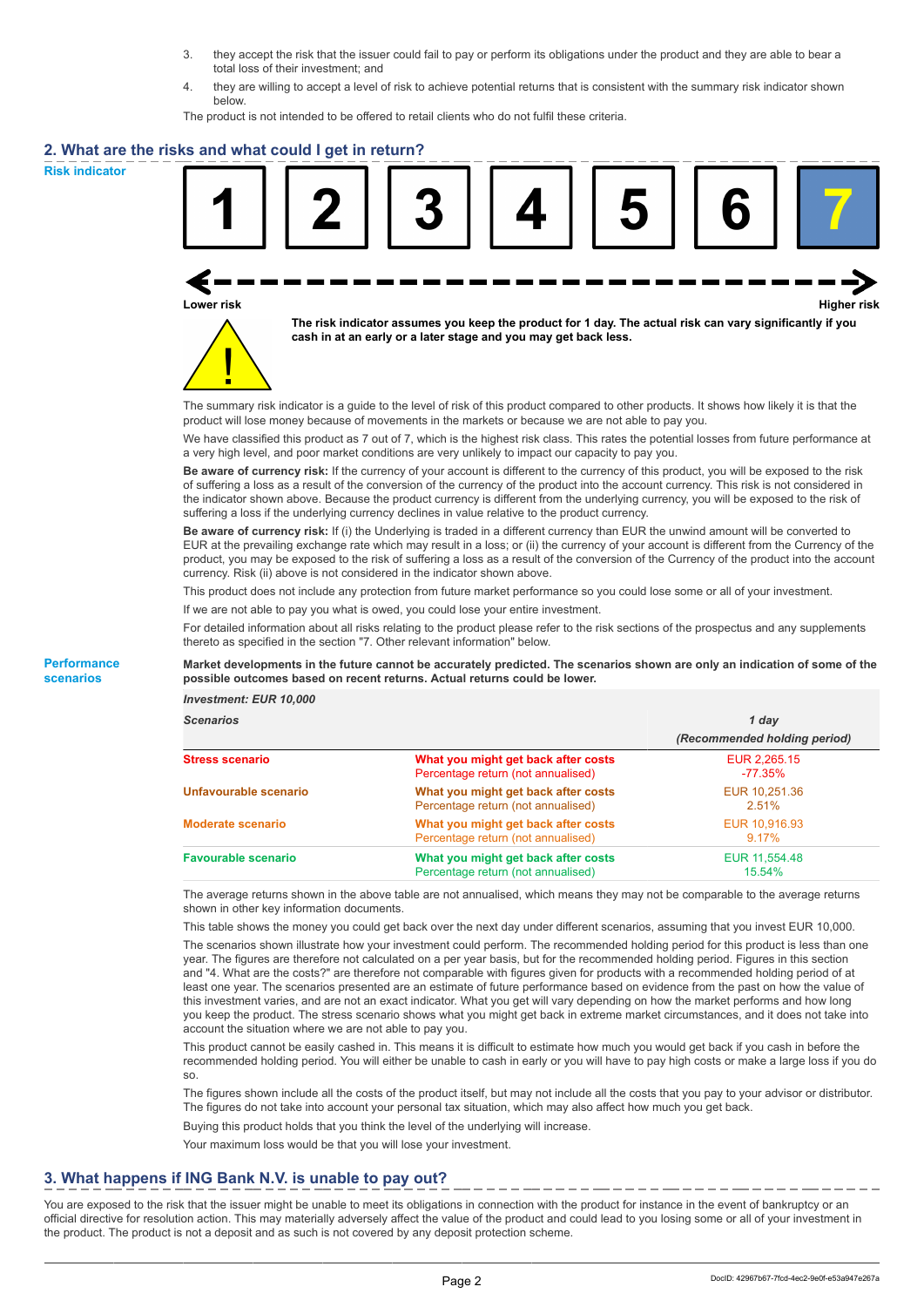3. they accept the risk that the issuer could fail to pay or perform its obligations under the product and they are able to bear a total loss of their investment; and
4. they are willing to accept a level of risk to achieve potential returns that is consistent with the summary risk indicator shown below.

The product is not intended to be offered to retail clients who do not fulfil these criteria.

## 2. What are the risks and what could I get in return?

**Risk indicator**

| 1 | 2 | 3 | 4 | 5 | 6 | **7** |
|---|---|---|---|---|---|---|

Lower risk — Higher risk

**The risk indicator assumes you keep the product for 1 day. The actual risk can vary significantly if you cash in at an early or a later stage and you may get back less.**

The summary risk indicator is a guide to the level of risk of this product compared to other products. It shows how likely it is that the product will lose money because of movements in the markets or because we are not able to pay you.

We have classified this product as 7 out of 7, which is the highest risk class. This rates the potential losses from future performance at a very high level, and poor market conditions are very unlikely to impact our capacity to pay you.

**Be aware of currency risk:** If the currency of your account is different to the currency of this product, you will be exposed to the risk of suffering a loss as a result of the conversion of the currency of the product into the account currency. This risk is not considered in the indicator shown above. Because the product currency is different from the underlying currency, you will be exposed to the risk of suffering a loss if the underlying currency declines in value relative to the product currency.

**Be aware of currency risk:** If (i) the Underlying is traded in a different currency than EUR the unwind amount will be converted to EUR at the prevailing exchange rate which may result in a loss; or (ii) the currency of your account is different from the Currency of the product, you may be exposed to the risk of suffering a loss as a result of the conversion of the Currency of the product into the account currency. Risk (ii) above is not considered in the indicator shown above.

This product does not include any protection from future market performance so you could lose some or all of your investment.

If we are not able to pay you what is owed, you could lose your entire investment.

For detailed information about all risks relating to the product please refer to the risk sections of the prospectus and any supplements thereto as specified in the section "7. Other relevant information" below.

**Performance scenarios**

**Market developments in the future cannot be accurately predicted. The scenarios shown are only an indication of some of the possible outcomes based on recent returns. Actual returns could be lower.**

*Investment: EUR 10,000*

| *Scenarios* | | *1 day (Recommended holding period)* |
|---|---|---|
| **Stress scenario** | **What you might get back after costs** | EUR 2,265.15 |
| | Percentage return (not annualised) | -77.35% |
| **Unfavourable scenario** | **What you might get back after costs** | EUR 10,251.36 |
| | Percentage return (not annualised) | 2.51% |
| **Moderate scenario** | **What you might get back after costs** | EUR 10,916.93 |
| | Percentage return (not annualised) | 9.17% |
| **Favourable scenario** | **What you might get back after costs** | EUR 11,554.48 |
| | Percentage return (not annualised) | 15.54% |

The average returns shown in the above table are not annualised, which means they may not be comparable to the average returns shown in other key information documents.

This table shows the money you could get back over the next day under different scenarios, assuming that you invest EUR 10,000.

The scenarios shown illustrate how your investment could perform. The recommended holding period for this product is less than one year. The figures are therefore not calculated on a per year basis, but for the recommended holding period. Figures in this section and "4. What are the costs?" are therefore not comparable with figures given for products with a recommended holding period of at least one year. The scenarios presented are an estimate of future performance based on evidence from the past on how the value of this investment varies, and are not an exact indicator. What you get will vary depending on how the market performs and how long you keep the product. The stress scenario shows what you might get back in extreme market circumstances, and it does not take into account the situation where we are not able to pay you.

This product cannot be easily cashed in. This means it is difficult to estimate how much you would get back if you cash in before the recommended holding period. You will either be unable to cash in early or you will have to pay high costs or make a large loss if you do so.

The figures shown include all the costs of the product itself, but may not include all the costs that you pay to your advisor or distributor. The figures do not take into account your personal tax situation, which may also affect how much you get back.

Buying this product holds that you think the level of the underlying will increase.

Your maximum loss would be that you will lose your investment.

## 3. What happens if ING Bank N.V. is unable to pay out?

You are exposed to the risk that the issuer might be unable to meet its obligations in connection with the product for instance in the event of bankruptcy or an official directive for resolution action. This may materially adversely affect the value of the product and could lead to you losing some or all of your investment in the product. The product is not a deposit and as such is not covered by any deposit protection scheme.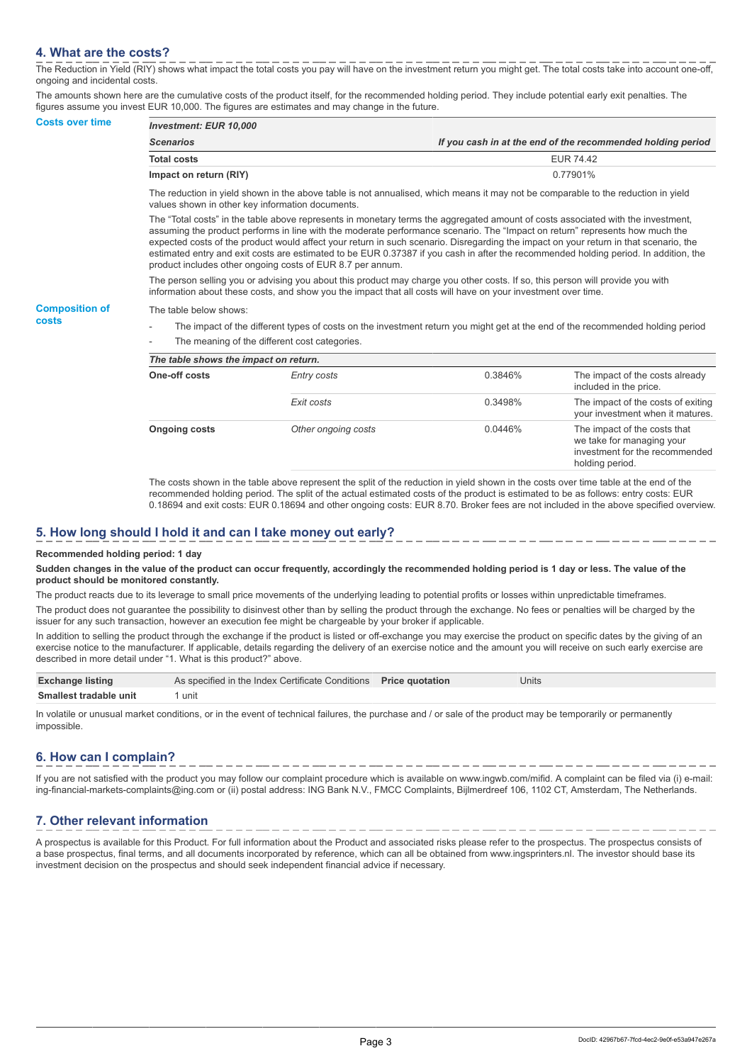## 4. What are the costs?

The Reduction in Yield (RIY) shows what impact the total costs you pay will have on the investment return you might get. The total costs take into account one-off, ongoing and incidental costs.

The amounts shown here are the cumulative costs of the product itself, for the recommended holding period. They include potential early exit penalties. The figures assume you invest EUR 10,000. The figures are estimates and may change in the future.

**Costs over time**

| *Investment: EUR 10,000* | |
|---|---|
| ***Scenarios*** | ***If you cash in at the end of the recommended holding period*** |
| **Total costs** | EUR 74.42 |
| **Impact on return (RIY)** | 0.77901% |

The reduction in yield shown in the above table is not annualised, which means it may not be comparable to the reduction in yield values shown in other key information documents.

The "Total costs" in the table above represents in monetary terms the aggregated amount of costs associated with the investment, assuming the product performs in line with the moderate performance scenario. The "Impact on return" represents how much the expected costs of the product would affect your return in such scenario. Disregarding the impact on your return in that scenario, the estimated entry and exit costs are estimated to be EUR 0.37387 if you cash in after the recommended holding period. In addition, the product includes other ongoing costs of EUR 8.7 per annum.

The person selling you or advising you about this product may charge you other costs. If so, this person will provide you with information about these costs, and show you the impact that all costs will have on your investment over time.

**Composition of costs**

The table below shows:

- The impact of the different types of costs on the investment return you might get at the end of the recommended holding period
- The meaning of the different cost categories.

| *The table shows the impact on return.* | | | |
|---|---|---|---|
| **One-off costs** | *Entry costs* | 0.3846% | The impact of the costs already included in the price. |
| | *Exit costs* | 0.3498% | The impact of the costs of exiting your investment when it matures. |
| **Ongoing costs** | *Other ongoing costs* | 0.0446% | The impact of the costs that we take for managing your investment for the recommended holding period. |

The costs shown in the table above represent the split of the reduction in yield shown in the costs over time table at the end of the recommended holding period. The split of the actual estimated costs of the product is estimated to be as follows: entry costs: EUR 0.18694 and exit costs: EUR 0.18694 and other ongoing costs: EUR 8.70. Broker fees are not included in the above specified overview.

## 5. How long should I hold it and can I take money out early?

**Recommended holding period: 1 day**

**Sudden changes in the value of the product can occur frequently, accordingly the recommended holding period is 1 day or less. The value of the product should be monitored constantly.**

The product reacts due to its leverage to small price movements of the underlying leading to potential profits or losses within unpredictable timeframes.

The product does not guarantee the possibility to disinvest other than by selling the product through the exchange. No fees or penalties will be charged by the issuer for any such transaction, however an execution fee might be chargeable by your broker if applicable.

In addition to selling the product through the exchange if the product is listed or off-exchange you may exercise the product on specific dates by the giving of an exercise notice to the manufacturer. If applicable, details regarding the delivery of an exercise notice and the amount you will receive on such early exercise are described in more detail under "1. What is this product?" above.

| | | | |
|---|---|---|---|
| **Exchange listing** | As specified in the Index Certificate Conditions | **Price quotation** | Units |
| **Smallest tradable unit** | 1 unit | | |

In volatile or unusual market conditions, or in the event of technical failures, the purchase and / or sale of the product may be temporarily or permanently impossible.

## 6. How can I complain?

If you are not satisfied with the product you may follow our complaint procedure which is available on www.ingwb.com/mifid. A complaint can be filed via (i) e-mail: ing-financial-markets-complaints@ing.com or (ii) postal address: ING Bank N.V., FMCC Complaints, Bijlmerdreef 106, 1102 CT, Amsterdam, The Netherlands.

## 7. Other relevant information

A prospectus is available for this Product. For full information about the Product and associated risks please refer to the prospectus. The prospectus consists of a base prospectus, final terms, and all documents incorporated by reference, which can all be obtained from www.ingsprinters.nl. The investor should base its investment decision on the prospectus and should seek independent financial advice if necessary.